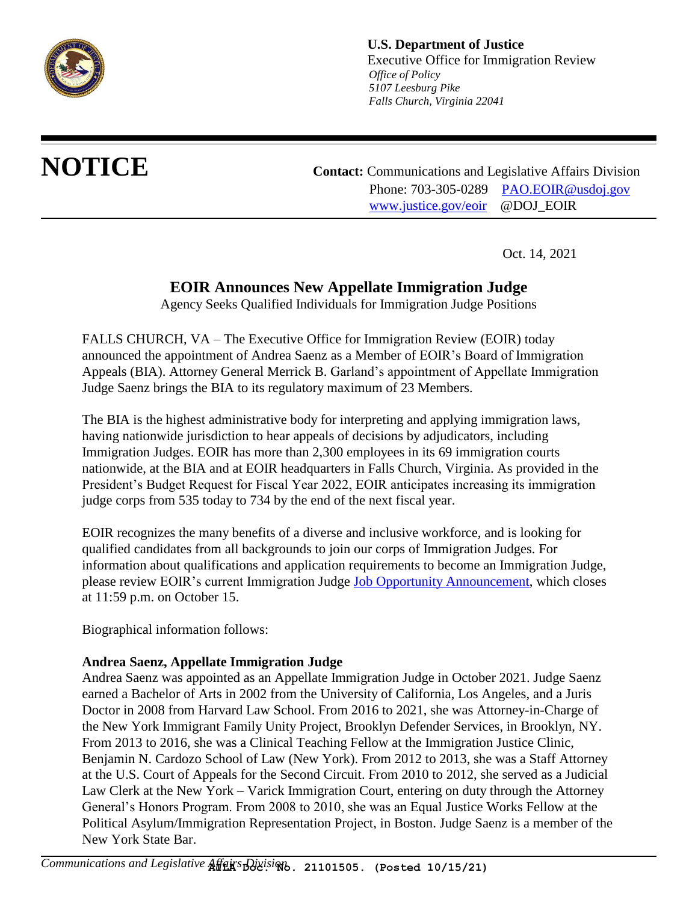**U.S. Department of Justice**
Executive Office for Immigration Review
*Office of Policy*
*5107 Leesburg Pike*
*Falls Church, Virginia 22041*

# NOTICE

**Contact:** Communications and Legislative Affairs Division
Phone: 703-305-0289 [PAO.EOIR@usdoj.gov](mailto:PAO.EOIR@usdoj.gov)
[www.justice.gov/eoir](http://www.justice.gov/eoir) @DOJ_EOIR

Oct. 14, 2021

## EOIR Announces New Appellate Immigration Judge

Agency Seeks Qualified Individuals for Immigration Judge Positions

FALLS CHURCH, VA – The Executive Office for Immigration Review (EOIR) today announced the appointment of Andrea Saenz as a Member of EOIR's Board of Immigration Appeals (BIA). Attorney General Merrick B. Garland's appointment of Appellate Immigration Judge Saenz brings the BIA to its regulatory maximum of 23 Members.

The BIA is the highest administrative body for interpreting and applying immigration laws, having nationwide jurisdiction to hear appeals of decisions by adjudicators, including Immigration Judges. EOIR has more than 2,300 employees in its 69 immigration courts nationwide, at the BIA and at EOIR headquarters in Falls Church, Virginia. As provided in the President's Budget Request for Fiscal Year 2022, EOIR anticipates increasing its immigration judge corps from 535 today to 734 by the end of the next fiscal year.

EOIR recognizes the many benefits of a diverse and inclusive workforce, and is looking for qualified candidates from all backgrounds to join our corps of Immigration Judges. For information about qualifications and application requirements to become an Immigration Judge, please review EOIR's current Immigration Judge [Job Opportunity Announcement](), which closes at 11:59 p.m. on October 15.

Biographical information follows:

**Andrea Saenz, Appellate Immigration Judge**

Andrea Saenz was appointed as an Appellate Immigration Judge in October 2021. Judge Saenz earned a Bachelor of Arts in 2002 from the University of California, Los Angeles, and a Juris Doctor in 2008 from Harvard Law School. From 2016 to 2021, she was Attorney-in-Charge of the New York Immigrant Family Unity Project, Brooklyn Defender Services, in Brooklyn, NY. From 2013 to 2016, she was a Clinical Teaching Fellow at the Immigration Justice Clinic, Benjamin N. Cardozo School of Law (New York). From 2012 to 2013, she was a Staff Attorney at the U.S. Court of Appeals for the Second Circuit. From 2010 to 2012, she served as a Judicial Law Clerk at the New York – Varick Immigration Court, entering on duty through the Attorney General's Honors Program. From 2008 to 2010, she was an Equal Justice Works Fellow at the Political Asylum/Immigration Representation Project, in Boston. Judge Saenz is a member of the New York State Bar.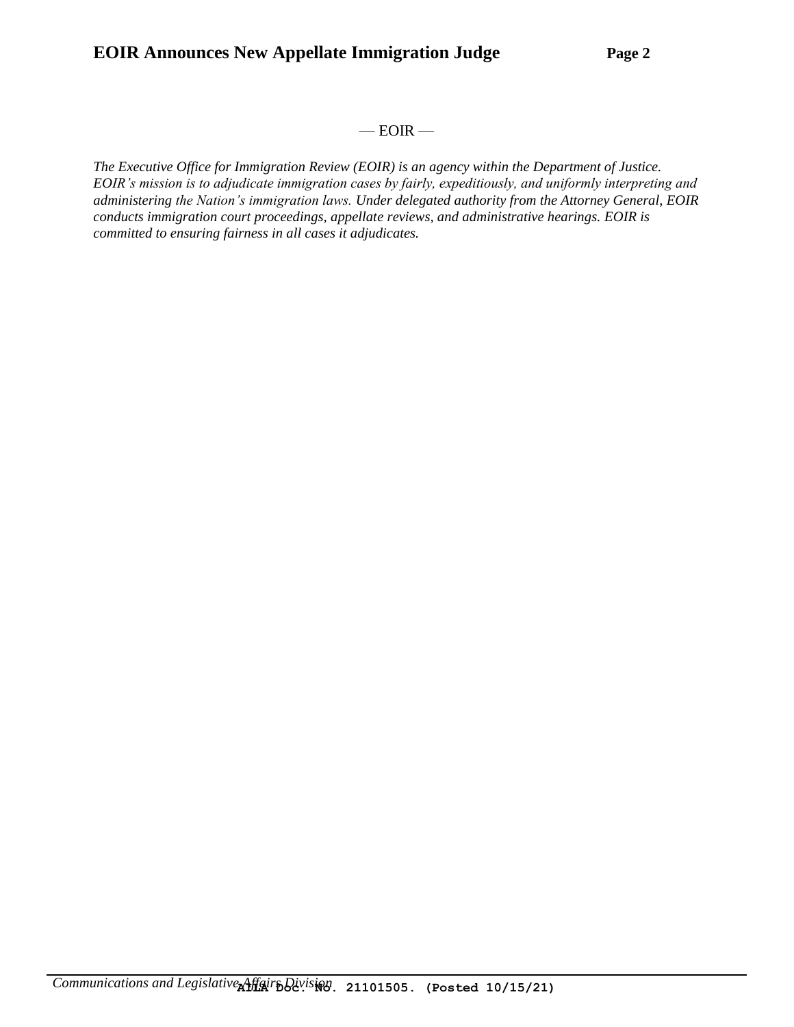— EOIR —

*The Executive Office for Immigration Review (EOIR) is an agency within the Department of Justice. EOIR's mission is to adjudicate immigration cases by fairly, expeditiously, and uniformly interpreting and administering the Nation's immigration laws. Under delegated authority from the Attorney General, EOIR conducts immigration court proceedings, appellate reviews, and administrative hearings. EOIR is committed to ensuring fairness in all cases it adjudicates.*